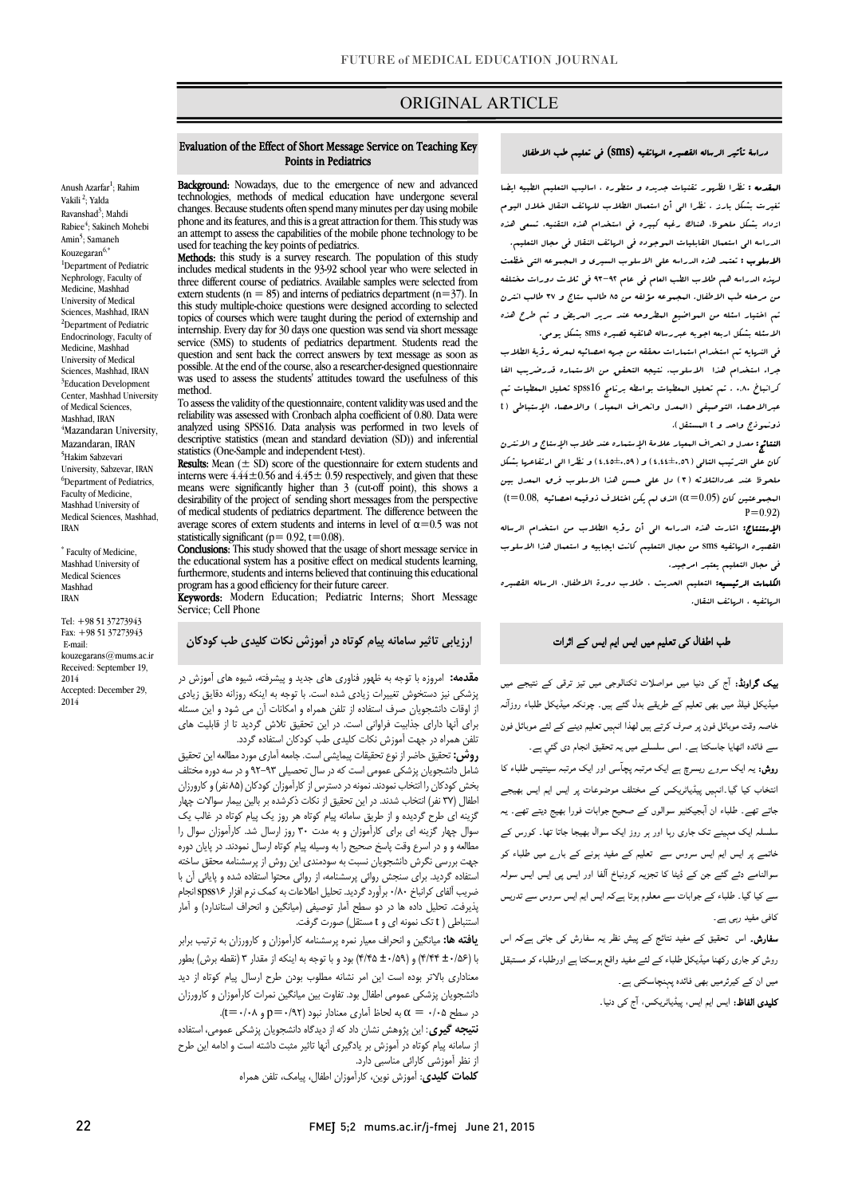ORIGINAL ARTICLE

# Evaluation of the Effect of Short Message Service on Teaching Key Points in Pediatrics

Anush Azarfar[1]; Rahim Vakili[2]; Yalda Ravanshad[3]; Mahdi Rabiee[4]; Sakineh Mohebi Amin[5]; Samaneh Kouzegaran[6,*]

[1]Department of Pediatric Nephrology, Faculty of Medicine, Mashhad University of Medical Sciences, Mashhad, IRAN
[2]Department of Pediatric Endocrinology, Faculty of Medicine, Mashhad University of Medical Sciences, Mashhad, IRAN
[3]Education Development Center, Mashhad University of Medical Sciences, Mashhad, IRAN
[4]Mazandaran University, Mazandaran, IRAN
[5]Hakim Sabzevari University, Sabzevar, IRAN
[6]Department of Pediatrics, Faculty of Medicine, Mashhad University of Medical Sciences, Mashhad, IRAN

* Faculty of Medicine, Mashhad University of Medical Sciences Mashhad IRAN

Tel: +98 51 37273943
Fax: +98 51 37273943
E-mail: kouzegarans@mums.ac.ir
Received: September 19, 2014
Accepted: December 29, 2014

**Background:** Nowadays, due to the emergence of new and advanced technologies, methods of medical education have undergone several changes. Because students often spend many minutes per day using mobile phone and its features, and this is a great attraction for them. This study was an attempt to assess the capabilities of the mobile phone technology to be used for teaching the key points of pediatrics.

**Methods:** this study is a survey research. The population of this study includes medical students in the 93-92 school year who were selected in three different course of pediatrics. Available samples were selected from extern students (n = 85) and interns of pediatrics department (n=37). In this study multiple-choice questions were designed according to selected topics of courses which were taught during the period of externship and internship. Every day for 30 days one question was send via short message service (SMS) to students of pediatrics department. Students read the question and sent back the correct answers by text message as soon as possible. At the end of the course, also a researcher-designed questionnaire was used to assess the students' attitudes toward the usefulness of this method.

To assess the validity of the questionnaire, content validity was used and the reliability was assessed with Cronbach alpha coefficient of 0.80. Data were analyzed using SPSS16. Data analysis was performed in two levels of descriptive statistics (mean and standard deviation (SD)) and inferential statistics (One-Sample and independent t-test).

**Results:** Mean (± SD) score of the questionnaire for extern students and interns were 4.44±0.56 and 4.45± 0.59 respectively, and given that these means were significantly higher than 3 (cut-off point), this shows a desirability of the project of sending short messages from the perspective of medical students of pediatrics department. The difference between the average scores of extern students and interns in level of $\alpha=0.5$ was not statistically significant ($p= 0.92$, $t=0.08$).

**Conclusions:** This study showed that the usage of short message service in the educational system has a positive effect on medical students learning, furthermore, students and interns believed that continuing this educational program has a good efficiency for their future career.

**Keywords:** Modern Education; Pediatric Interns; Short Message Service; Cell Phone

## دراسة تأثير الرسالة القصيرة الهاتفية (sms) في تعليم طب الاطفال

**المقدمه :** نظرا لظهور تقنيات جديده و متطوره ، اساليب التعليم الطبيه ايضا تغيرت بشكل بارز . نظرا الي أن استعمال الطلاب للهاتف النقال خلال اليوم ازداد بشكل ملحوظ، هناك رغبه كبيره في استخدام هذه التقنيه. تسعى هذه الدراسه الى استعمال القابليات الموجوده في الهاتف النقال في مجال التعليم.

**الاسلوب :** تعتمد هذه الدراسه علي الاسلوب السيري و المجموعه التي خضعت لهذه الدراسه هم طلاب الطب العام في عام ۹۲-۹۳ في ثلاث دورات مختلفه من مرحله طب الاطفال. المجموعه مؤلفه من ۸۵ طالب ستاج و ۳۷ طالب انترن تم اختيار اسئله من المواضيع المطروحه عند سرير المريض و تم طرح هذه الاسئله بشكل اربعه اجوبه عبر رساله هاتفيه قصيره sms بشكل يومي.

في النهايه تم استخدام استمارات محققه من جهه احصائيه لمعرفه رؤية الطلاب جراء استخدام هذا الاسلوب. نتيجه التحقق من الاستماره قدرضريب الفا كرانباخ ۰،۸۰ . تم تحليل المعطيات بواسطه برنامج spss16 تحليل المعطيات تم عبرالاحصاء التوصيفي (المعدل وانحراف المعيار) والاحصاء الاستنباطي ( t ذونموذج واحد و t المستقل).

**النتائج:** معدل و انحراف المعيار علامة الاستماره عند طلاب الاستاج و الانترن كان علي الترتيب التالي (۰،۵۶±۴،۴۴) و (۰،۵۹±۴،۴۵) و نظرا الي ارتفاعها بشكل ملحوظ عند عددالثلاثه (۳) دل علي حسن هذا الاسلوب فرق المعدل بين المجموعتين كان (α=0.05) الذي لم يكن اختلاف ذوقيمه احصائيه (t=0.08, P=0.92)

**الإستنتاج:** اشارت هذه الدراسه الي أن رؤيه الطلاب من استخدام الرساله القصيره الهاتفيه sms من مجال التعليم كانت ايجابيه و استعمال هذا الاسلوب في مجال التعليم يعتبر الرجيد.

**الكلمات الرئيسيه:** التعليم الحديث ، طلاب دورة الاطفال، الرساله القصيره الهاتفيه ، الهاتف النقال.

## ارزيابی تاثير سامانه پيام كوتاه در آموزش نكات كليدی طب كودكان

**مقدمه:** امروزه با توجه به ظهور فناوری های جديد و پيشرفته، شيوه های آموزش در پزشكی نيز دستخوش تغييرات زيادی شده است. با توجه به اينكه روزانه دقايق زيادی از اوقات دانشجويان صرف استفاده از تلفن همراه و امكانات آن می شود و اين مسئله برای آنها دارای جذابيت فراوانی است. در اين تحقيق تلاش گرديد تا از قابليت های تلفن همراه در جهت آموزش نكات كليدی طب كودكان استفاده گردد.

**روش:** تحقيق حاضر از نوع تحقيقات پيمايشی است. جامعه آماری مورد مطالعه اين تحقيق شامل دانشجويان پزشكی عمومی است كه در سال تحصيلی ۹۳-۹۲ و در سه دوره مختلف بخش كودكان را انتخاب نمودند. نمونه در دسترس از كارآموزان كودكان (۸۵ نفر) و كارورزان اطفال (۳۷ نفر) انتخاب شدند. در اين تحقيق از نكات ذكرشده بر بالين بيمار سوالات چهار گزينه ای طرح گرديده و از طريق سامانه پيام كوتاه هر روز يك پيام كوتاه در قالب يك سوال چهار گزينه ای برای كارآموزان و به مدت ۳۰ روز ارسال شد. كارآموزان سوال را مطالعه و و در اسرع وقت پاسخ صحيح را به وسيله پيام كوتاه ارسال نمودند. در پايان دوره جهت بررسی نگرش دانشجويان نسبت به سودمندی اين روش از پرسشنامه محقق ساخته استفاده گرديد. برای سنجش روائی پرسشنامه، از روائی محتوا استفاده شده و پايائی آن با ضريب آلفای كرانباخ ۰/۸۰ برآورد گرديد. تحليل اطلاعات به كمک نرم افزار spss۱۶ انجام پذيرفت. تحليل داده ها در دو سطح آمار توصيفی (ميانگين و انحراف استاندارد) و آمار استنباطی ( t تک نمونه ای و t مستقل) صورت گرفت.

**يافته ها:** ميانگين و انحراف معيار نمره پرسشنامه كارآموزان و كارورزان به ترتيب برابر با (۰/۵۶ ±۴/۴۴) و (۰/۵۹ ±۴/۴۵) بود و با توجه به اينكه از مقدار ۳ (نقطه برش) بطور معناداری بالاتر بوده است اين امر نشانه مطلوب بودن طرح ارسال پيام كوتاه از ديد دانشجويان پزشكی عمومی اطفال بود. تفاوت بين ميانگين نمرات كارآموزان و كارورزان در سطح ۰/۰۵ = α به لحاظ آماری معنادار نبود (p=۰/۹۲ و t=۰/۰۸).

**نتيجه گيری:** اين پژوهش نشان داد كه از ديدگاه دانشجويان پزشكی عمومی، استفاده از سامانه پيام كوتاه در آموزش بر يادگيری آنها تاثير مثبت داشته است و ادامه اين طرح از نظر آموزشی كارائی مناسبی دارد.

**كلمات كليدی:** آموزش نوين، كارآموزان اطفال، پيامک، تلفن همراه

## طب اطفال کی تعلیم میں ایس ایم ایس کے اثرات

**بیک گراونڈ:** آج کی دنیا میں مواصلات ٹکنالوجی میں تیز ترقی کے نتیجے میں میڈیکل فیلڈ میں بھی تعلیم کے طریقے بدل گئے ہیں۔ چونکہ میڈیکل طلباء روزآنہ خاصہ وقت موبائل فون پر صرف کرتے ہیں لھذا انہیں تعلیم دینے کے لئے موبائل فون سے فائدہ اٹھایا جاسکتا ہے۔ اسی سلسلے میں یہ تحقیق انجام دی گئي ہے۔

**روش:** یہ ایک سروے ریسرچ ہے ایک مرتبہ پچاسی اور ایک مرتبہ سینتیس طلباء کا انتخاب کیا گیا۔انہیں پیڈیاٹریکس کے مختلف موضوعات پر ایس ایم ایس بھیجے جاتے تھے۔ طلباء ان آبجیکٹیو سوالوں کے صحیح جوابات فورا بھیج دیتے تھے۔ یہ سلسلہ ایک مہینے تک جاری رہا اور ہر روز ایک سوال بھیجا جاتا تھا۔ کورس کے خاتمے پر ایس ایم ایس سروس سے تعلیم کے مفید ہونے کے بارے میں طلباء کو سوالنامے دئے گئے جن کے ڈیٹا کا تجزیہ کرونباخ آلفا اور ایس پی ایس ایس سولہ سے کیا گيا۔ طلباء کے جوابات سے معلوم ہوتا ہےکہ ایس ایم ایس سروس سے تدریس کافی مفید رہی ہے۔

**سفارش۔** اس تحقیق کے مفید نتائج کے پیش نظر یہ سفارش کی جاتی ہےکہ اس روش کو جاری رکھنا میڈیکل طلباء کے لئے مفید واقع ہوسکتا ہے اورطلباء کو مستقبل میں ان کے کیرئرمیں بھی فائدہ پہنچاسکتی ہے۔

**کلیدی الفاظ:** ایس ایم ایس، پیڈیاٹریکس، آج کی دنیا۔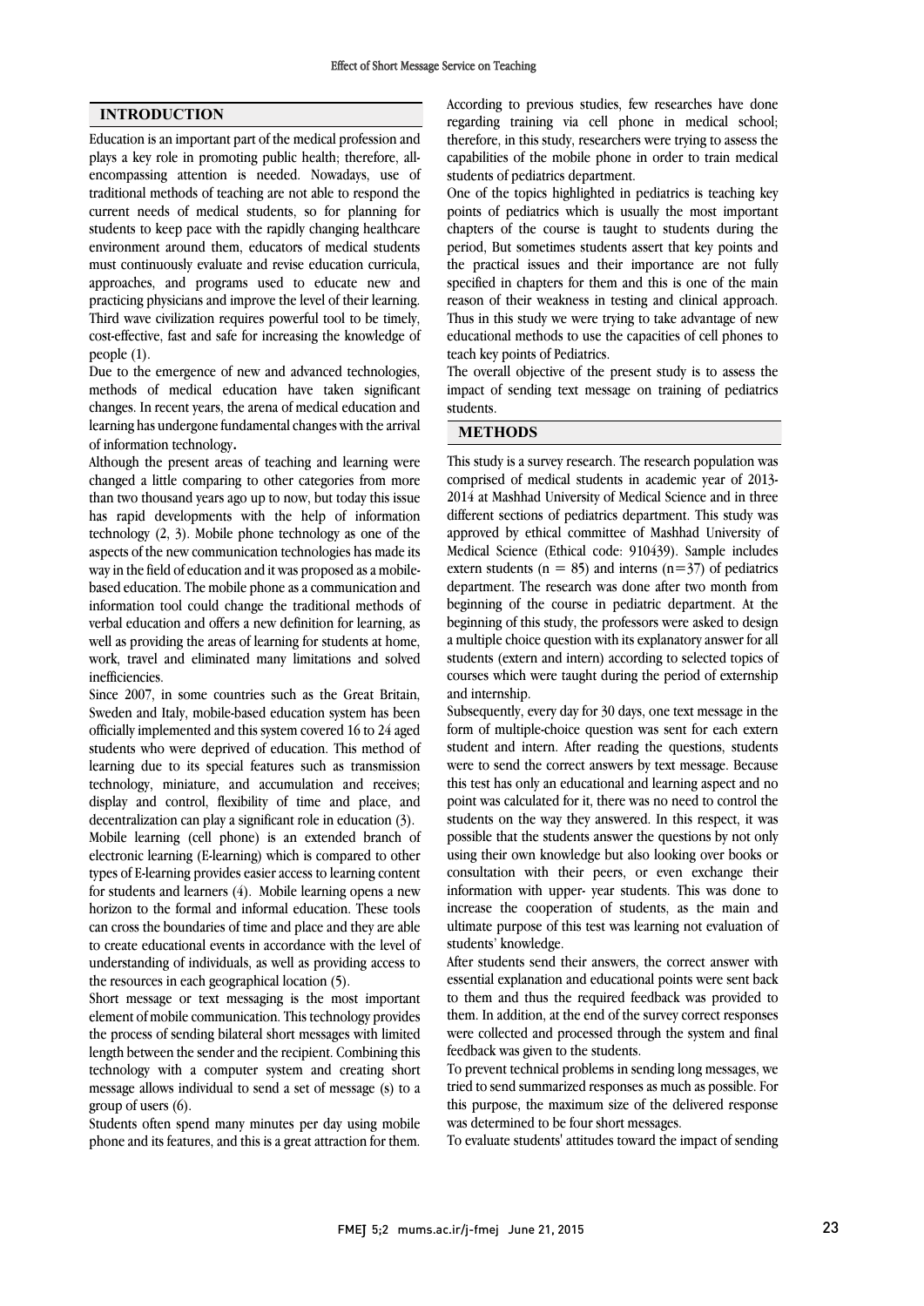## INTRODUCTION

Education is an important part of the medical profession and plays a key role in promoting public health; therefore, all-encompassing attention is needed. Nowadays, use of traditional methods of teaching are not able to respond the current needs of medical students, so for planning for students to keep pace with the rapidly changing healthcare environment around them, educators of medical students must continuously evaluate and revise education curricula, approaches, and programs used to educate new and practicing physicians and improve the level of their learning. Third wave civilization requires powerful tool to be timely, cost-effective, fast and safe for increasing the knowledge of people (1).

Due to the emergence of new and advanced technologies, methods of medical education have taken significant changes. In recent years, the arena of medical education and learning has undergone fundamental changes with the arrival of information technology**.**

Although the present areas of teaching and learning were changed a little comparing to other categories from more than two thousand years ago up to now, but today this issue has rapid developments with the help of information technology (2, 3). Mobile phone technology as one of the aspects of the new communication technologies has made its way in the field of education and it was proposed as a mobile-based education. The mobile phone as a communication and information tool could change the traditional methods of verbal education and offers a new definition for learning, as well as providing the areas of learning for students at home, work, travel and eliminated many limitations and solved inefficiencies.

Since 2007, in some countries such as the Great Britain, Sweden and Italy, mobile-based education system has been officially implemented and this system covered 16 to 24 aged students who were deprived of education. This method of learning due to its special features such as transmission technology, miniature, and accumulation and receives; display and control, flexibility of time and place, and decentralization can play a significant role in education (3).

Mobile learning (cell phone) is an extended branch of electronic learning (E-learning) which is compared to other types of E-learning provides easier access to learning content for students and learners (4). Mobile learning opens a new horizon to the formal and informal education. These tools can cross the boundaries of time and place and they are able to create educational events in accordance with the level of understanding of individuals, as well as providing access to the resources in each geographical location (5).

Short message or text messaging is the most important element of mobile communication. This technology provides the process of sending bilateral short messages with limited length between the sender and the recipient. Combining this technology with a computer system and creating short message allows individual to send a set of message (s) to a group of users (6).

Students often spend many minutes per day using mobile phone and its features, and this is a great attraction for them. According to previous studies, few researches have done regarding training via cell phone in medical school; therefore, in this study, researchers were trying to assess the capabilities of the mobile phone in order to train medical students of pediatrics department.

One of the topics highlighted in pediatrics is teaching key points of pediatrics which is usually the most important chapters of the course is taught to students during the period, But sometimes students assert that key points and the practical issues and their importance are not fully specified in chapters for them and this is one of the main reason of their weakness in testing and clinical approach. Thus in this study we were trying to take advantage of new educational methods to use the capacities of cell phones to teach key points of Pediatrics.

The overall objective of the present study is to assess the impact of sending text message on training of pediatrics students.

## METHODS

This study is a survey research. The research population was comprised of medical students in academic year of 2013-2014 at Mashhad University of Medical Science and in three different sections of pediatrics department. This study was approved by ethical committee of Mashhad University of Medical Science (Ethical code: 910439). Sample includes extern students ($n = 85$) and interns ($n=37$) of pediatrics department. The research was done after two month from beginning of the course in pediatric department. At the beginning of this study, the professors were asked to design a multiple choice question with its explanatory answer for all students (extern and intern) according to selected topics of courses which were taught during the period of externship and internship.

Subsequently, every day for 30 days, one text message in the form of multiple-choice question was sent for each extern student and intern. After reading the questions, students were to send the correct answers by text message. Because this test has only an educational and learning aspect and no point was calculated for it, there was no need to control the students on the way they answered. In this respect, it was possible that the students answer the questions by not only using their own knowledge but also looking over books or consultation with their peers, or even exchange their information with upper- year students. This was done to increase the cooperation of students, as the main and ultimate purpose of this test was learning not evaluation of students' knowledge.

After students send their answers, the correct answer with essential explanation and educational points were sent back to them and thus the required feedback was provided to them. In addition, at the end of the survey correct responses were collected and processed through the system and final feedback was given to the students.

To prevent technical problems in sending long messages, we tried to send summarized responses as much as possible. For this purpose, the maximum size of the delivered response was determined to be four short messages.

To evaluate students' attitudes toward the impact of sending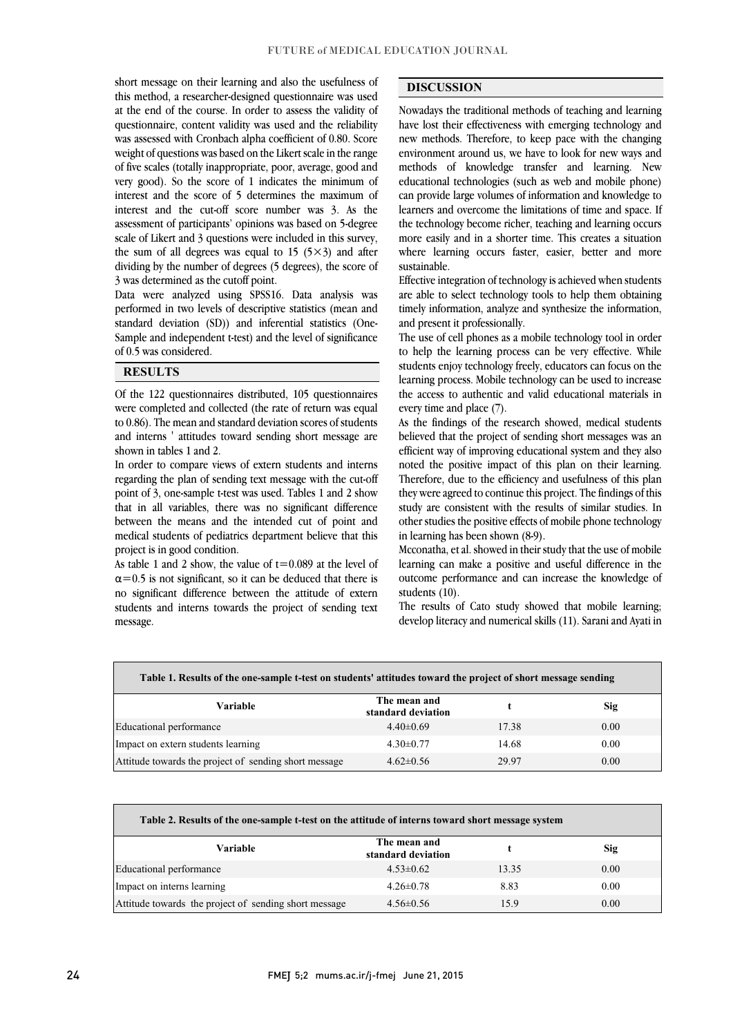short message on their learning and also the usefulness of this method, a researcher-designed questionnaire was used at the end of the course. In order to assess the validity of questionnaire, content validity was used and the reliability was assessed with Cronbach alpha coefficient of 0.80. Score weight of questions was based on the Likert scale in the range of five scales (totally inappropriate, poor, average, good and very good). So the score of 1 indicates the minimum of interest and the score of 5 determines the maximum of interest and the cut-off score number was 3. As the assessment of participants' opinions was based on 5-degree scale of Likert and 3 questions were included in this survey, the sum of all degrees was equal to 15 ($5\times3$) and after dividing by the number of degrees (5 degrees), the score of 3 was determined as the cutoff point.

Data were analyzed using SPSS16. Data analysis was performed in two levels of descriptive statistics (mean and standard deviation (SD)) and inferential statistics (One-Sample and independent t-test) and the level of significance of 0.5 was considered.

## RESULTS

Of the 122 questionnaires distributed, 105 questionnaires were completed and collected (the rate of return was equal to 0.86). The mean and standard deviation scores of students and interns ' attitudes toward sending short message are shown in tables 1 and 2.

In order to compare views of extern students and interns regarding the plan of sending text message with the cut-off point of 3, one-sample t-test was used. Tables 1 and 2 show that in all variables, there was no significant difference between the means and the intended cut of point and medical students of pediatrics department believe that this project is in good condition.

As table 1 and 2 show, the value of $t=0.089$ at the level of $\alpha=0.5$ is not significant, so it can be deduced that there is no significant difference between the attitude of extern students and interns towards the project of sending text message.

## DISCUSSION

Nowadays the traditional methods of teaching and learning have lost their effectiveness with emerging technology and new methods. Therefore, to keep pace with the changing environment around us, we have to look for new ways and methods of knowledge transfer and learning. New educational technologies (such as web and mobile phone) can provide large volumes of information and knowledge to learners and overcome the limitations of time and space. If the technology become richer, teaching and learning occurs more easily and in a shorter time. This creates a situation where learning occurs faster, easier, better and more sustainable.

Effective integration of technology is achieved when students are able to select technology tools to help them obtaining timely information, analyze and synthesize the information, and present it professionally.

The use of cell phones as a mobile technology tool in order to help the learning process can be very effective. While students enjoy technology freely, educators can focus on the learning process. Mobile technology can be used to increase the access to authentic and valid educational materials in every time and place (7).

As the findings of the research showed, medical students believed that the project of sending short messages was an efficient way of improving educational system and they also noted the positive impact of this plan on their learning. Therefore, due to the efficiency and usefulness of this plan they were agreed to continue this project. The findings of this study are consistent with the results of similar studies. In other studies the positive effects of mobile phone technology in learning has been shown (8-9).

Mcconatha, et al. showed in their study that the use of mobile learning can make a positive and useful difference in the outcome performance and can increase the knowledge of students (10).

The results of Cato study showed that mobile learning; develop literacy and numerical skills (11). Sarani and Ayati in

**Table 1. Results of the one-sample t-test on students' attitudes toward the project of short message sending**

| Variable | The mean and standard deviation | t | Sig |
|---|---|---|---|
| Educational performance | 4.40±0.69 | 17.38 | 0.00 |
| Impact on extern students learning | 4.30±0.77 | 14.68 | 0.00 |
| Attitude towards the project of sending short message | 4.62±0.56 | 29.97 | 0.00 |

**Table 2. Results of the one-sample t-test on the attitude of interns toward short message system**

| Variable | The mean and standard deviation | t | Sig |
|---|---|---|---|
| Educational performance | 4.53±0.62 | 13.35 | 0.00 |
| Impact on interns learning | 4.26±0.78 | 8.83 | 0.00 |
| Attitude towards the project of sending short message | 4.56±0.56 | 15.9 | 0.00 |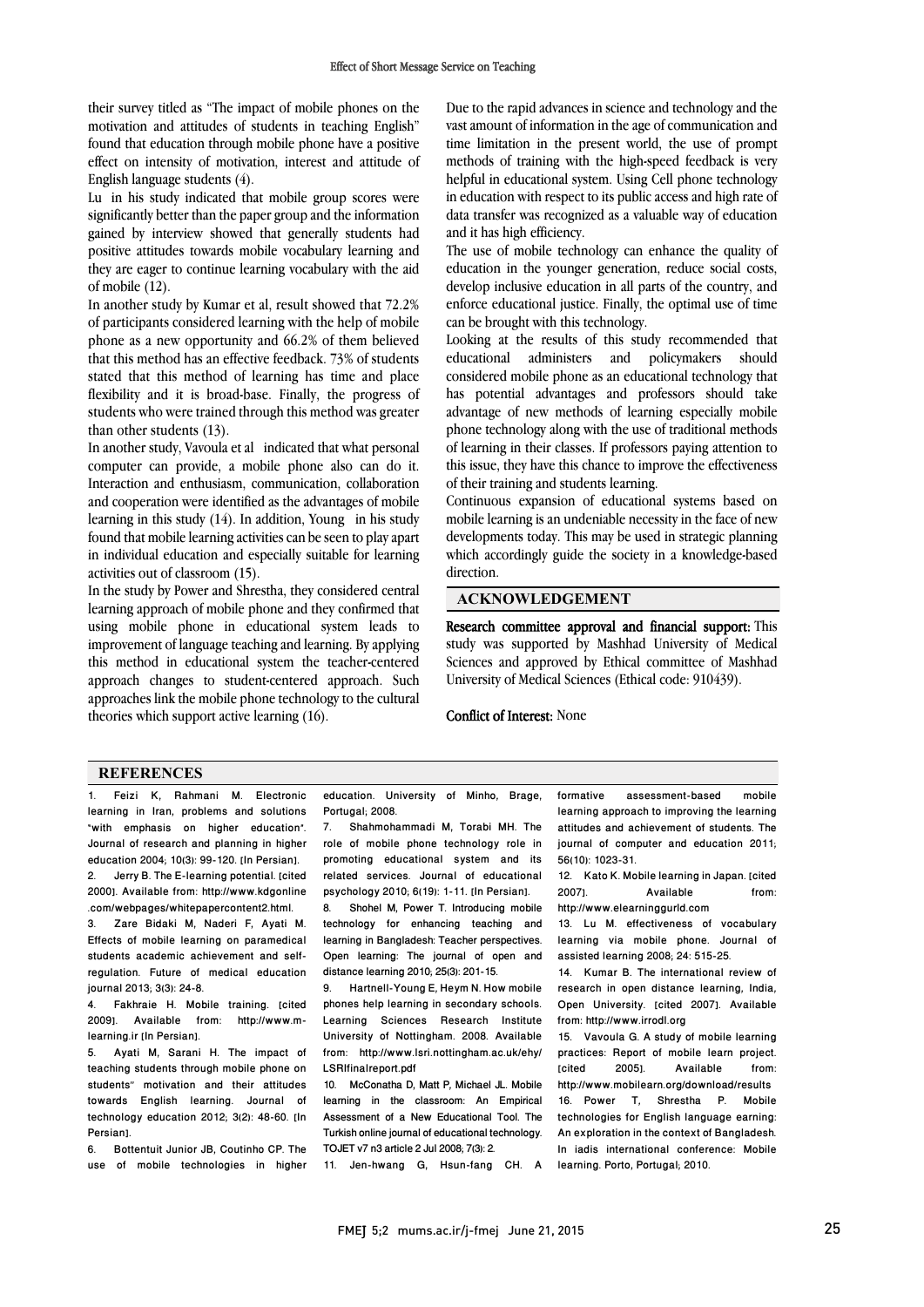their survey titled as "The impact of mobile phones on the motivation and attitudes of students in teaching English" found that education through mobile phone have a positive effect on intensity of motivation, interest and attitude of English language students (4).

Lu in his study indicated that mobile group scores were significantly better than the paper group and the information gained by interview showed that generally students had positive attitudes towards mobile vocabulary learning and they are eager to continue learning vocabulary with the aid of mobile (12).

In another study by Kumar et al, result showed that 72.2% of participants considered learning with the help of mobile phone as a new opportunity and 66.2% of them believed that this method has an effective feedback. 73% of students stated that this method of learning has time and place flexibility and it is broad-base. Finally, the progress of students who were trained through this method was greater than other students (13).

In another study, Vavoula et al indicated that what personal computer can provide, a mobile phone also can do it. Interaction and enthusiasm, communication, collaboration and cooperation were identified as the advantages of mobile learning in this study (14). In addition, Young in his study found that mobile learning activities can be seen to play apart in individual education and especially suitable for learning activities out of classroom (15).

In the study by Power and Shrestha, they considered central learning approach of mobile phone and they confirmed that using mobile phone in educational system leads to improvement of language teaching and learning. By applying this method in educational system the teacher-centered approach changes to student-centered approach. Such approaches link the mobile phone technology to the cultural theories which support active learning (16).

Due to the rapid advances in science and technology and the vast amount of information in the age of communication and time limitation in the present world, the use of prompt methods of training with the high-speed feedback is very helpful in educational system. Using Cell phone technology in education with respect to its public access and high rate of data transfer was recognized as a valuable way of education and it has high efficiency.

The use of mobile technology can enhance the quality of education in the younger generation, reduce social costs, develop inclusive education in all parts of the country, and enforce educational justice. Finally, the optimal use of time can be brought with this technology.

Looking at the results of this study recommended that educational administers and policymakers should considered mobile phone as an educational technology that has potential advantages and professors should take advantage of new methods of learning especially mobile phone technology along with the use of traditional methods of learning in their classes. If professors paying attention to this issue, they have this chance to improve the effectiveness of their training and students learning.

Continuous expansion of educational systems based on mobile learning is an undeniable necessity in the face of new developments today. This may be used in strategic planning which accordingly guide the society in a knowledge-based direction.

## ACKNOWLEDGEMENT

**Research committee approval and financial support:** This study was supported by Mashhad University of Medical Sciences and approved by Ethical committee of Mashhad University of Medical Sciences (Ethical code: 910439).

**Conflict of Interest:** None

## REFERENCES

1. Feizi K, Rahmani M. Electronic learning in Iran, problems and solutions "with emphasis on higher education". Journal of research and planning in higher education 2004; 10(3): 99-120. [In Persian].
2. Jerry B. The E-learning potential. [cited 2000]. Available from: http://www.kdgonline.com/webpages/whitepapercontent2.html.
3. Zare Bidaki M, Naderi F, Ayati M. Effects of mobile learning on paramedical students academic achievement and self-regulation. Future of medical education journal 2013; 3(3): 24-8.
4. Fakhraie H. Mobile training. [cited 2009]. Available from: http://www.m-learning.ir [In Persian].
5. Ayati M, Sarani H. The impact of teaching students through mobile phone on students" motivation and their attitudes towards English learning. Journal of technology education 2012; 3(2): 48-60. [In Persian].
6. Bottentuit Junior JB, Coutinho CP. The use of mobile technologies in higher education. University of Minho, Brage, Portugal; 2008.
7. Shahmohammadi M, Torabi MH. The role of mobile phone technology role in promoting educational system and its related services. Journal of educational psychology 2010; 6(19): 1-11. [In Persian].
8. Shohel M, Power T. Introducing mobile technology for enhancing teaching and learning in Bangladesh: Teacher perspectives. Open learning: The journal of open and distance learning 2010; 25(3): 201-15.
9. Hartnell-Young E, Heym N. How mobile phones help learning in secondary schools. Learning Sciences Research Institute University of Nottingham. 2008. Available from: http://www.lsri.nottingham.ac.uk/ehy/LSRIfinalreport.pdf
10. McConatha D, Matt P, Michael JL. Mobile learning in the classroom: An Empirical Assessment of a New Educational Tool. The Turkish online journal of educational technology. TOJET v7 n3 article 2 Jul 2008; 7(3): 2.
11. Jen-hwang G, Hsun-fang CH. A formative assessment-based mobile learning approach to improving the learning attitudes and achievement of students. The journal of computer and education 2011; 56(10): 1023-31.
12. Kato K. Mobile learning in Japan. [cited 2007]. Available from: http://www.elearninggurld.com
13. Lu M. effectiveness of vocabulary learning via mobile phone. Journal of assisted learning 2008; 24: 515-25.
14. Kumar B. The international review of research in open distance learning, India, Open University. [cited 2007]. Available from: http://www.irrodl.org
15. Vavoula G. A study of mobile learning practices: Report of mobile learn project. [cited 2005]. Available from: http://www.mobilearn.org/download/results
16. Power T, Shrestha P. Mobile technologies for English language earning: An exploration in the context of Bangladesh. In iadis international conference: Mobile learning. Porto, Portugal; 2010.